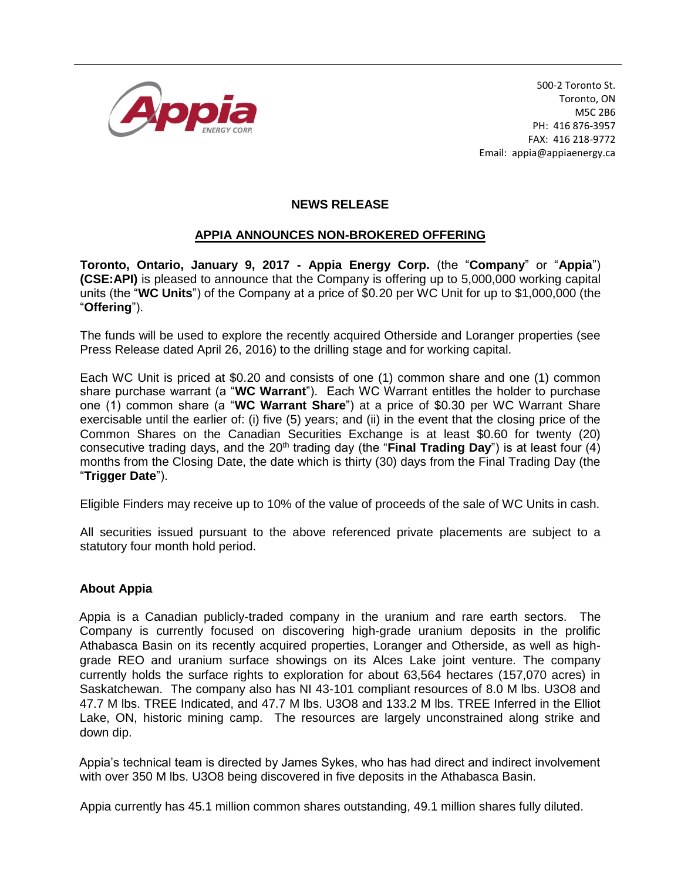500-2 Toronto St.
Toronto, ON
M5C 2B6
PH: 416 876-3957
FAX: 416 218-9772
Email: appia@appiaenergy.ca

## NEWS RELEASE

## APPIA ANNOUNCES NON-BROKERED OFFERING

**Toronto, Ontario, January 9, 2017 - Appia Energy Corp.** (the "**Company**" or "**Appia**") **(CSE:API)** is pleased to announce that the Company is offering up to 5,000,000 working capital units (the "**WC Units**") of the Company at a price of $0.20 per WC Unit for up to $1,000,000 (the "**Offering**").

The funds will be used to explore the recently acquired Otherside and Loranger properties (see Press Release dated April 26, 2016) to the drilling stage and for working capital.

Each WC Unit is priced at $0.20 and consists of one (1) common share and one (1) common share purchase warrant (a "**WC Warrant**"). Each WC Warrant entitles the holder to purchase one (1) common share (a "**WC Warrant Share**") at a price of $0.30 per WC Warrant Share exercisable until the earlier of: (i) five (5) years; and (ii) in the event that the closing price of the Common Shares on the Canadian Securities Exchange is at least $0.60 for twenty (20) consecutive trading days, and the 20th trading day (the "**Final Trading Day**") is at least four (4) months from the Closing Date, the date which is thirty (30) days from the Final Trading Day (the "**Trigger Date**").

Eligible Finders may receive up to 10% of the value of proceeds of the sale of WC Units in cash.

All securities issued pursuant to the above referenced private placements are subject to a statutory four month hold period.

### About Appia

Appia is a Canadian publicly-traded company in the uranium and rare earth sectors. The Company is currently focused on discovering high-grade uranium deposits in the prolific Athabasca Basin on its recently acquired properties, Loranger and Otherside, as well as high-grade REO and uranium surface showings on its Alces Lake joint venture. The company currently holds the surface rights to exploration for about 63,564 hectares (157,070 acres) in Saskatchewan. The company also has NI 43-101 compliant resources of 8.0 M lbs. $U_3O_8$ and 47.7 M lbs. TREE Indicated, and 47.7 M lbs. $U_3O_8$ and 133.2 M lbs. TREE Inferred in the Elliot Lake, ON, historic mining camp. The resources are largely unconstrained along strike and down dip.

Appia's technical team is directed by James Sykes, who has had direct and indirect involvement with over 350 M lbs. $U_3O_8$ being discovered in five deposits in the Athabasca Basin.

Appia currently has 45.1 million common shares outstanding, 49.1 million shares fully diluted.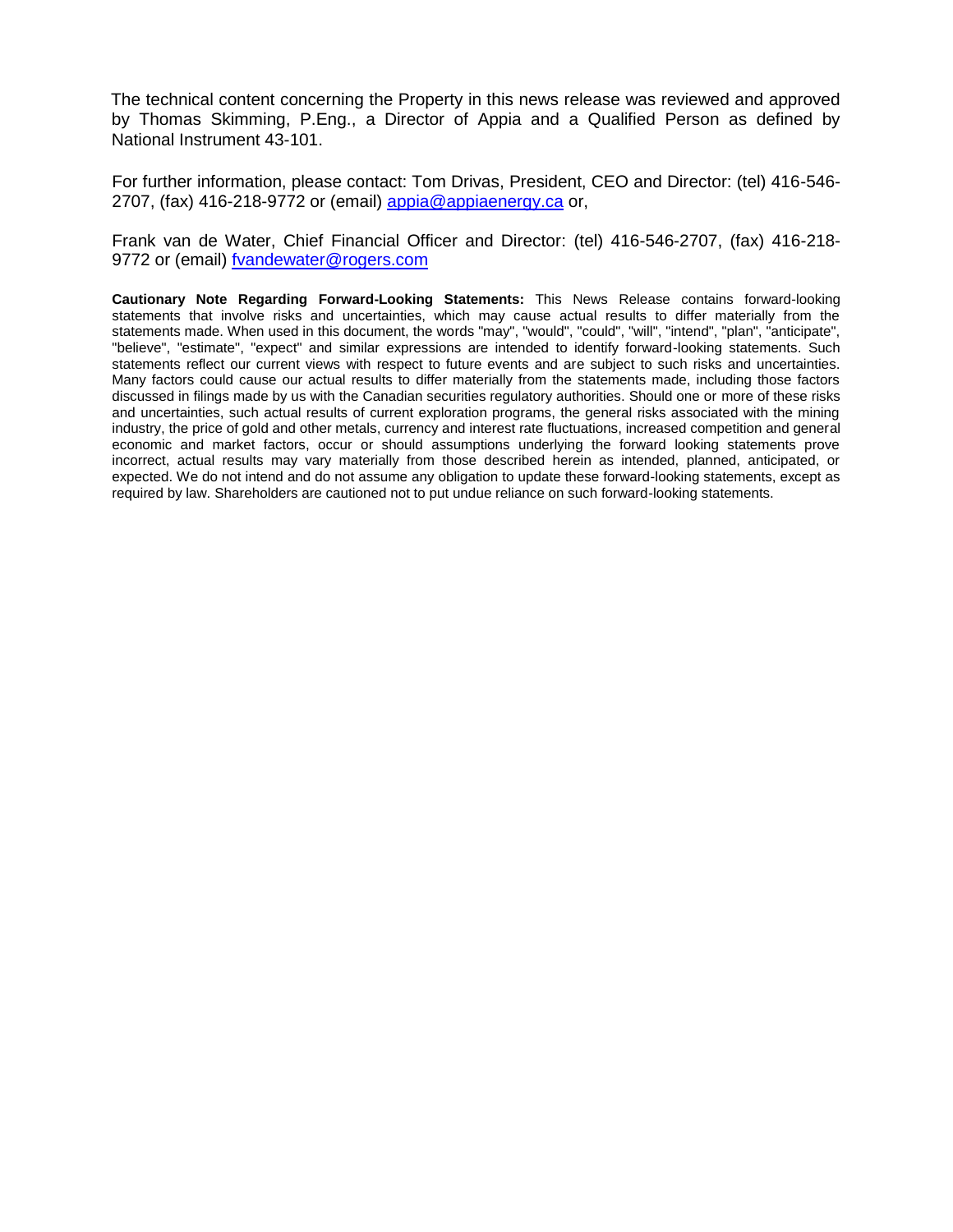The technical content concerning the Property in this news release was reviewed and approved by Thomas Skimming, P.Eng., a Director of Appia and a Qualified Person as defined by National Instrument 43-101.

For further information, please contact: Tom Drivas, President, CEO and Director: (tel) 416-546-2707, (fax) 416-218-9772 or (email) appia@appiaenergy.ca or,

Frank van de Water, Chief Financial Officer and Director: (tel) 416-546-2707, (fax) 416-218-9772 or (email) fvandewater@rogers.com

**Cautionary Note Regarding Forward-Looking Statements:** This News Release contains forward-looking statements that involve risks and uncertainties, which may cause actual results to differ materially from the statements made. When used in this document, the words "may", "would", "could", "will", "intend", "plan", "anticipate", "believe", "estimate", "expect" and similar expressions are intended to identify forward-looking statements. Such statements reflect our current views with respect to future events and are subject to such risks and uncertainties. Many factors could cause our actual results to differ materially from the statements made, including those factors discussed in filings made by us with the Canadian securities regulatory authorities. Should one or more of these risks and uncertainties, such actual results of current exploration programs, the general risks associated with the mining industry, the price of gold and other metals, currency and interest rate fluctuations, increased competition and general economic and market factors, occur or should assumptions underlying the forward looking statements prove incorrect, actual results may vary materially from those described herein as intended, planned, anticipated, or expected. We do not intend and do not assume any obligation to update these forward-looking statements, except as required by law. Shareholders are cautioned not to put undue reliance on such forward-looking statements.